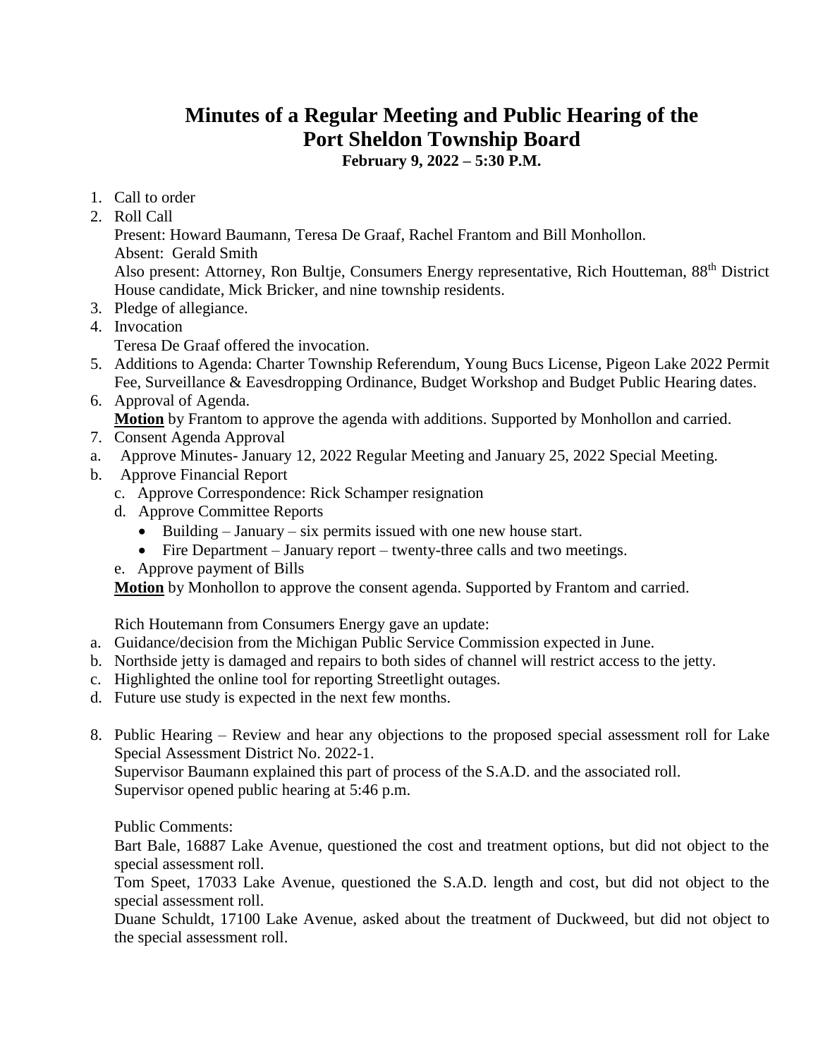# Minutes of a Regular Meeting and Public Hearing of the Port Sheldon Township Board

**February 9, 2022 – 5:30 P.M.**

1. Call to order
2. Roll Call
   Present: Howard Baumann, Teresa De Graaf, Rachel Frantom and Bill Monhollon.
   Absent: Gerald Smith
   Also present: Attorney, Ron Bultje, Consumers Energy representative, Rich Houtteman, 88th District House candidate, Mick Bricker, and nine township residents.
3. Pledge of allegiance.
4. Invocation
   Teresa De Graaf offered the invocation.
5. Additions to Agenda: Charter Township Referendum, Young Bucs License, Pigeon Lake 2022 Permit Fee, Surveillance & Eavesdropping Ordinance, Budget Workshop and Budget Public Hearing dates.
6. Approval of Agenda.
   **Motion** by Frantom to approve the agenda with additions. Supported by Monhollon and carried.
7. Consent Agenda Approval

a. Approve Minutes- January 12, 2022 Regular Meeting and January 25, 2022 Special Meeting.

b. Approve Financial Report

c. Approve Correspondence: Rick Schamper resignation

d. Approve Committee Reports
   - Building – January – six permits issued with one new house start.
   - Fire Department – January report – twenty-three calls and two meetings.

e. Approve payment of Bills

**Motion** by Monhollon to approve the consent agenda. Supported by Frantom and carried.

Rich Houtemann from Consumers Energy gave an update:

a. Guidance/decision from the Michigan Public Service Commission expected in June.

b. Northside jetty is damaged and repairs to both sides of channel will restrict access to the jetty.

c. Highlighted the online tool for reporting Streetlight outages.

d. Future use study is expected in the next few months.

8. Public Hearing – Review and hear any objections to the proposed special assessment roll for Lake Special Assessment District No. 2022-1.
   Supervisor Baumann explained this part of process of the S.A.D. and the associated roll.
   Supervisor opened public hearing at 5:46 p.m.

   Public Comments:
   Bart Bale, 16887 Lake Avenue, questioned the cost and treatment options, but did not object to the special assessment roll.
   Tom Speet, 17033 Lake Avenue, questioned the S.A.D. length and cost, but did not object to the special assessment roll.
   Duane Schuldt, 17100 Lake Avenue, asked about the treatment of Duckweed, but did not object to the special assessment roll.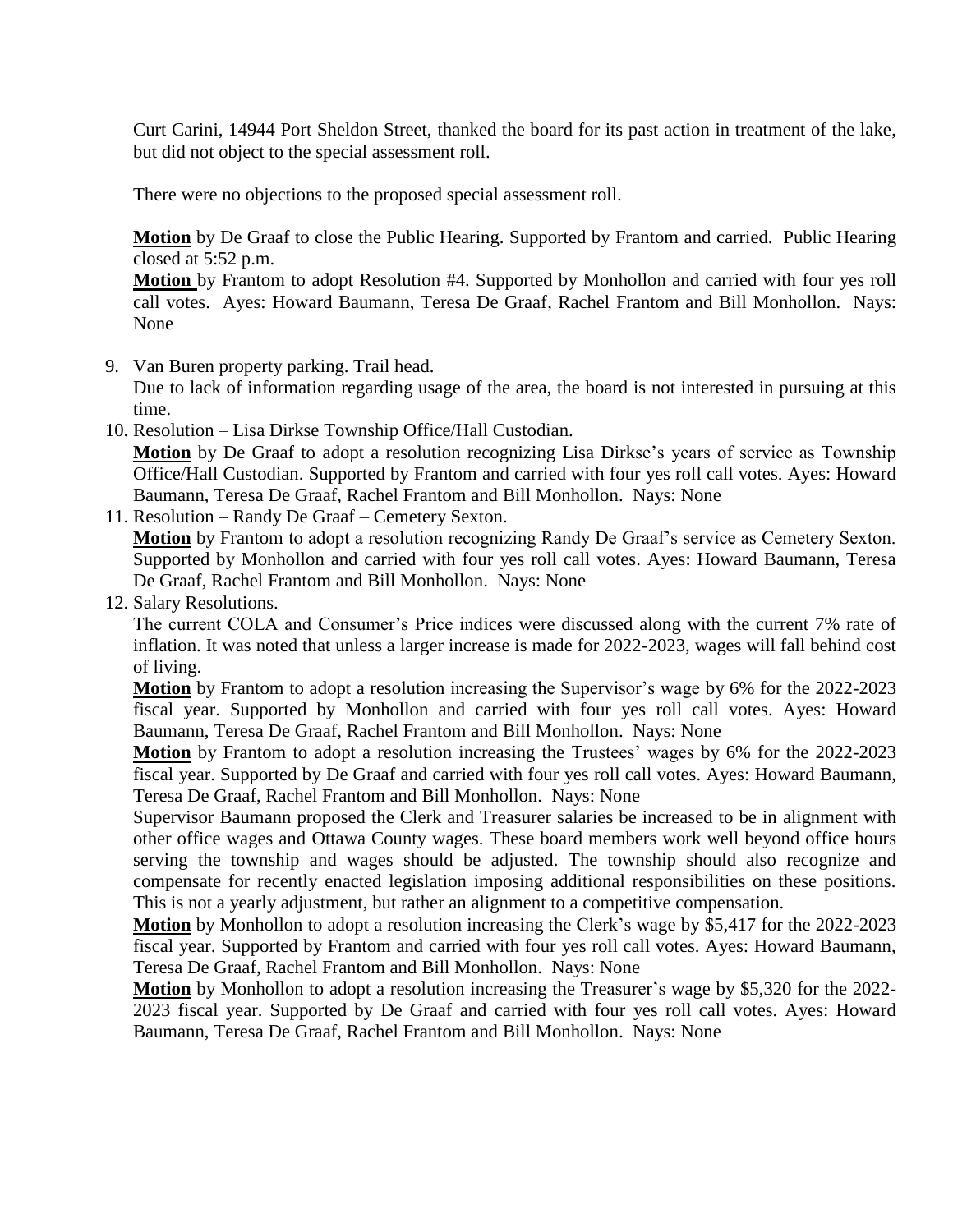Curt Carini, 14944 Port Sheldon Street, thanked the board for its past action in treatment of the lake, but did not object to the special assessment roll.

There were no objections to the proposed special assessment roll.

**Motion** by De Graaf to close the Public Hearing. Supported by Frantom and carried. Public Hearing closed at 5:52 p.m.

**Motion** by Frantom to adopt Resolution #4. Supported by Monhollon and carried with four yes roll call votes. Ayes: Howard Baumann, Teresa De Graaf, Rachel Frantom and Bill Monhollon. Nays: None

9. Van Buren property parking. Trail head.
   Due to lack of information regarding usage of the area, the board is not interested in pursuing at this time.
10. Resolution – Lisa Dirkse Township Office/Hall Custodian.
    **Motion** by De Graaf to adopt a resolution recognizing Lisa Dirkse's years of service as Township Office/Hall Custodian. Supported by Frantom and carried with four yes roll call votes. Ayes: Howard Baumann, Teresa De Graaf, Rachel Frantom and Bill Monhollon. Nays: None
11. Resolution – Randy De Graaf – Cemetery Sexton.
    **Motion** by Frantom to adopt a resolution recognizing Randy De Graaf's service as Cemetery Sexton. Supported by Monhollon and carried with four yes roll call votes. Ayes: Howard Baumann, Teresa De Graaf, Rachel Frantom and Bill Monhollon. Nays: None
12. Salary Resolutions.
    The current COLA and Consumer's Price indices were discussed along with the current 7% rate of inflation. It was noted that unless a larger increase is made for 2022-2023, wages will fall behind cost of living.
    **Motion** by Frantom to adopt a resolution increasing the Supervisor's wage by 6% for the 2022-2023 fiscal year. Supported by Monhollon and carried with four yes roll call votes. Ayes: Howard Baumann, Teresa De Graaf, Rachel Frantom and Bill Monhollon. Nays: None
    **Motion** by Frantom to adopt a resolution increasing the Trustees' wages by 6% for the 2022-2023 fiscal year. Supported by De Graaf and carried with four yes roll call votes. Ayes: Howard Baumann, Teresa De Graaf, Rachel Frantom and Bill Monhollon. Nays: None
    Supervisor Baumann proposed the Clerk and Treasurer salaries be increased to be in alignment with other office wages and Ottawa County wages. These board members work well beyond office hours serving the township and wages should be adjusted. The township should also recognize and compensate for recently enacted legislation imposing additional responsibilities on these positions. This is not a yearly adjustment, but rather an alignment to a competitive compensation.
    **Motion** by Monhollon to adopt a resolution increasing the Clerk's wage by $5,417 for the 2022-2023 fiscal year. Supported by Frantom and carried with four yes roll call votes. Ayes: Howard Baumann, Teresa De Graaf, Rachel Frantom and Bill Monhollon. Nays: None
    **Motion** by Monhollon to adopt a resolution increasing the Treasurer's wage by $5,320 for the 2022-2023 fiscal year. Supported by De Graaf and carried with four yes roll call votes. Ayes: Howard Baumann, Teresa De Graaf, Rachel Frantom and Bill Monhollon. Nays: None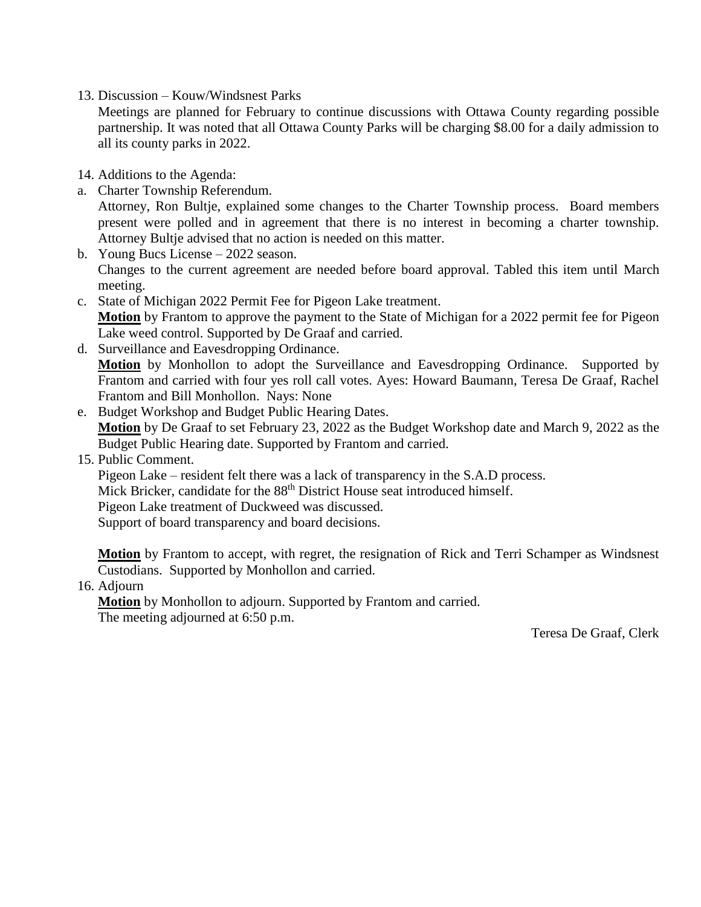13. Discussion – Kouw/Windsnest Parks

    Meetings are planned for February to continue discussions with Ottawa County regarding possible partnership. It was noted that all Ottawa County Parks will be charging $8.00 for a daily admission to all its county parks in 2022.

14. Additions to the Agenda:

a. Charter Township Referendum.
   Attorney, Ron Bultje, explained some changes to the Charter Township process. Board members present were polled and in agreement that there is no interest in becoming a charter township. Attorney Bultje advised that no action is needed on this matter.
b. Young Bucs License – 2022 season.
   Changes to the current agreement are needed before board approval. Tabled this item until March meeting.
c. State of Michigan 2022 Permit Fee for Pigeon Lake treatment.
   **Motion** by Frantom to approve the payment to the State of Michigan for a 2022 permit fee for Pigeon Lake weed control. Supported by De Graaf and carried.
d. Surveillance and Eavesdropping Ordinance.
   **Motion** by Monhollon to adopt the Surveillance and Eavesdropping Ordinance. Supported by Frantom and carried with four yes roll call votes. Ayes: Howard Baumann, Teresa De Graaf, Rachel Frantom and Bill Monhollon. Nays: None
e. Budget Workshop and Budget Public Hearing Dates.
   **Motion** by De Graaf to set February 23, 2022 as the Budget Workshop date and March 9, 2022 as the Budget Public Hearing date. Supported by Frantom and carried.

15. Public Comment.

    Pigeon Lake – resident felt there was a lack of transparency in the S.A.D process.
    Mick Bricker, candidate for the 88th District House seat introduced himself.
    Pigeon Lake treatment of Duckweed was discussed.
    Support of board transparency and board decisions.

    **Motion** by Frantom to accept, with regret, the resignation of Rick and Terri Schamper as Windsnest Custodians. Supported by Monhollon and carried.

16. Adjourn

    **Motion** by Monhollon to adjourn. Supported by Frantom and carried.
    The meeting adjourned at 6:50 p.m.

Teresa De Graaf, Clerk